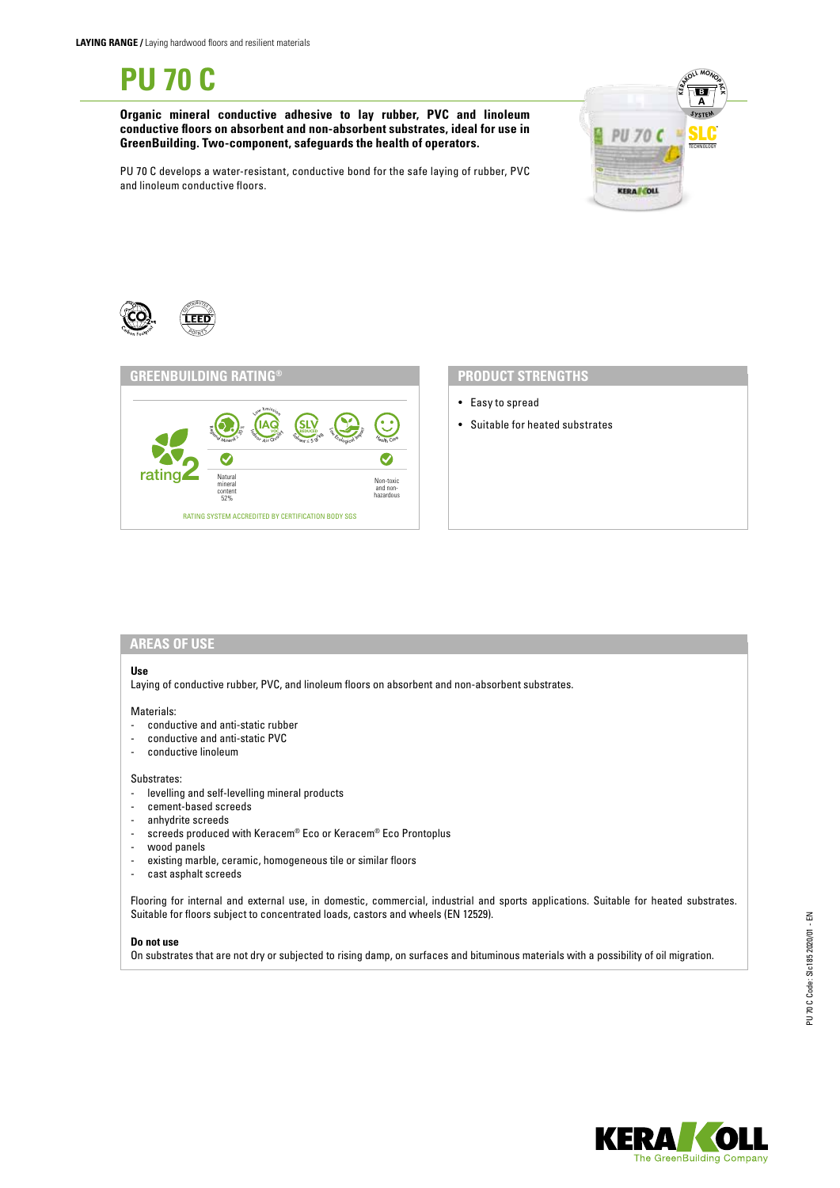**LAYING RANGE /** Laying hardwood floors and resilient materials

# PU 70 C

**Organic mineral conductive adhesive to lay rubber, PVC and linoleum conductive floors on absorbent and non-absorbent substrates, ideal for use in GreenBuilding. Two-component, safeguards the health of operators.**

PU 70 C develops a water-resistant, conductive bond for the safe laying of rubber, PVC and linoleum conductive floors.

## GREENBUILDING RATING®

rating 2

- Natural mineral content 52%
- Non-toxic and non-hazardous

RATING SYSTEM ACCREDITED BY CERTIFICATION BODY SGS

## PRODUCT STRENGTHS

- Easy to spread
- Suitable for heated substrates

## AREAS OF USE

**Use**

Laying of conductive rubber, PVC, and linoleum floors on absorbent and non-absorbent substrates.

Materials:
- conductive and anti-static rubber
- conductive and anti-static PVC
- conductive linoleum

Substrates:
- levelling and self-levelling mineral products
- cement-based screeds
- anhydrite screeds
- screeds produced with Keracem® Eco or Keracem® Eco Prontoplus
- wood panels
- existing marble, ceramic, homogeneous tile or similar floors
- cast asphalt screeds

Flooring for internal and external use, in domestic, commercial, industrial and sports applications. Suitable for heated substrates. Suitable for floors subject to concentrated loads, castors and wheels (EN 12529).

**Do not use**

On substrates that are not dry or subjected to rising damp, on surfaces and bituminous materials with a possibility of oil migration.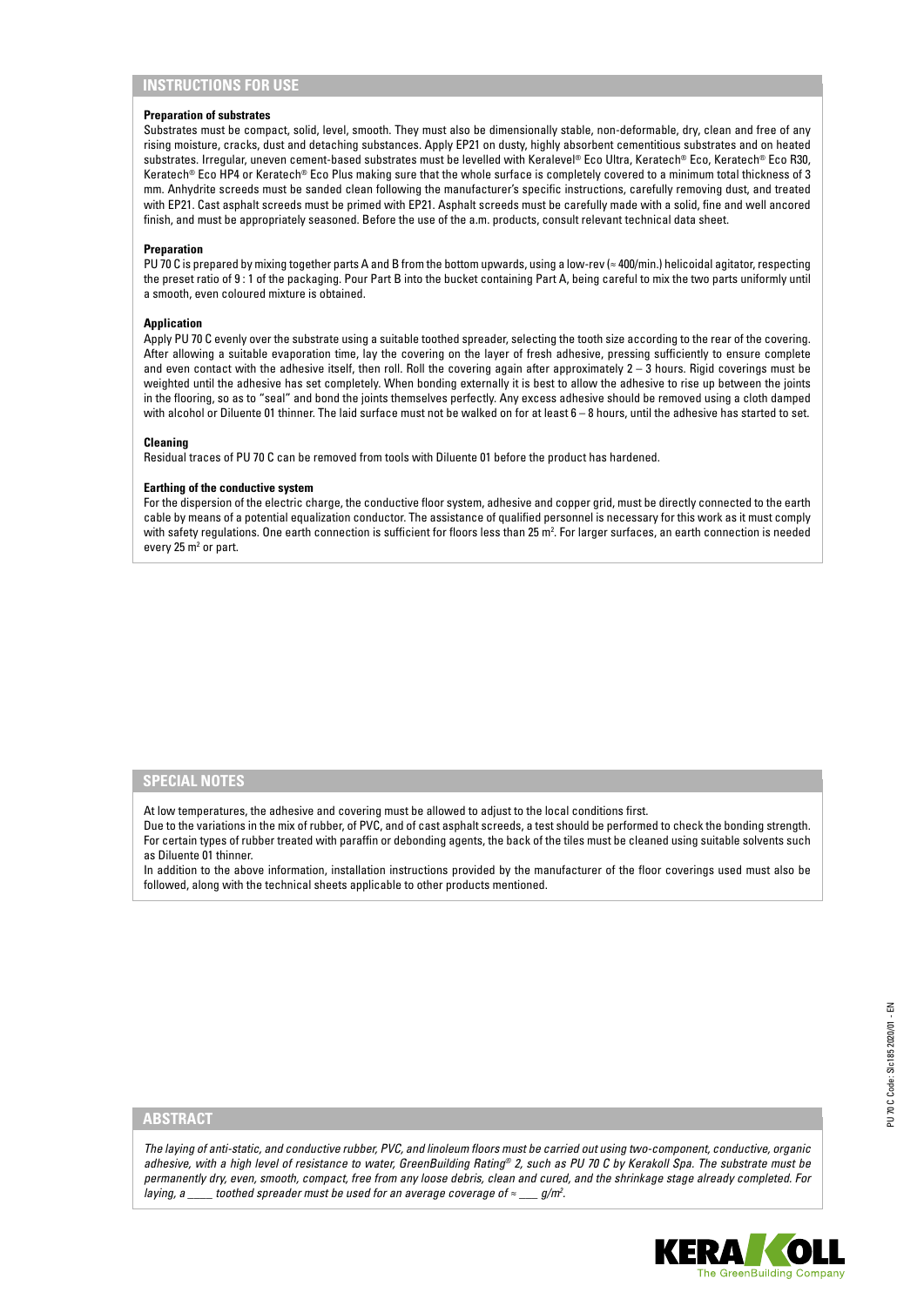## INSTRUCTIONS FOR USE

**Preparation of substrates**

Substrates must be compact, solid, level, smooth. They must also be dimensionally stable, non-deformable, dry, clean and free of any rising moisture, cracks, dust and detaching substances. Apply EP21 on dusty, highly absorbent cementitious substrates and on heated substrates. Irregular, uneven cement-based substrates must be levelled with Keralevel® Eco Ultra, Keratech® Eco, Keratech® Eco R30, Keratech® Eco HP4 or Keratech® Eco Plus making sure that the whole surface is completely covered to a minimum total thickness of 3 mm. Anhydrite screeds must be sanded clean following the manufacturer's specific instructions, carefully removing dust, and treated with EP21. Cast asphalt screeds must be primed with EP21. Asphalt screeds must be carefully made with a solid, fine and well ancored finish, and must be appropriately seasoned. Before the use of the a.m. products, consult relevant technical data sheet.

**Preparation**

PU 70 C is prepared by mixing together parts A and B from the bottom upwards, using a low-rev (≈ 400/min.) helicoidal agitator, respecting the preset ratio of 9 : 1 of the packaging. Pour Part B into the bucket containing Part A, being careful to mix the two parts uniformly until a smooth, even coloured mixture is obtained.

**Application**

Apply PU 70 C evenly over the substrate using a suitable toothed spreader, selecting the tooth size according to the rear of the covering. After allowing a suitable evaporation time, lay the covering on the layer of fresh adhesive, pressing sufficiently to ensure complete and even contact with the adhesive itself, then roll. Roll the covering again after approximately 2 – 3 hours. Rigid coverings must be weighted until the adhesive has set completely. When bonding externally it is best to allow the adhesive to rise up between the joints in the flooring, so as to "seal" and bond the joints themselves perfectly. Any excess adhesive should be removed using a cloth damped with alcohol or Diluente 01 thinner. The laid surface must not be walked on for at least 6 – 8 hours, until the adhesive has started to set.

**Cleaning**

Residual traces of PU 70 C can be removed from tools with Diluente 01 before the product has hardened.

**Earthing of the conductive system**

For the dispersion of the electric charge, the conductive floor system, adhesive and copper grid, must be directly connected to the earth cable by means of a potential equalization conductor. The assistance of qualified personnel is necessary for this work as it must comply with safety regulations. One earth connection is sufficient for floors less than 25 m². For larger surfaces, an earth connection is needed every 25 m² or part.

## SPECIAL NOTES

At low temperatures, the adhesive and covering must be allowed to adjust to the local conditions first.

Due to the variations in the mix of rubber, of PVC, and of cast asphalt screeds, a test should be performed to check the bonding strength. For certain types of rubber treated with paraffin or debonding agents, the back of the tiles must be cleaned using suitable solvents such as Diluente 01 thinner.

In addition to the above information, installation instructions provided by the manufacturer of the floor coverings used must also be followed, along with the technical sheets applicable to other products mentioned.

## ABSTRACT

*The laying of anti-static, and conductive rubber, PVC, and linoleum floors must be carried out using two-component, conductive, organic adhesive, with a high level of resistance to water, GreenBuilding Rating® 2, such as PU 70 C by Kerakoll Spa. The substrate must be permanently dry, even, smooth, compact, free from any loose debris, clean and cured, and the shrinkage stage already completed. For laying, a ____ toothed spreader must be used for an average coverage of ≈ ___ g/m².*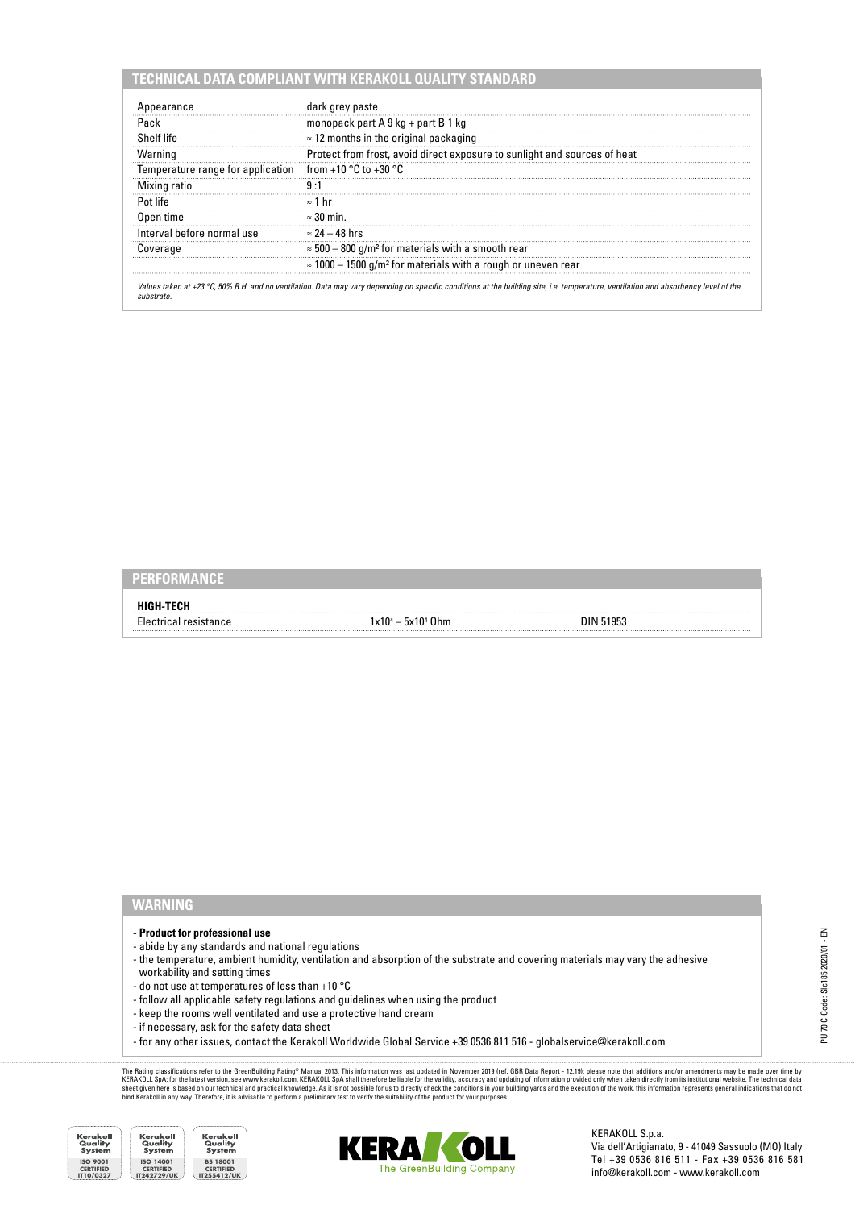## TECHNICAL DATA COMPLIANT WITH KERAKOLL QUALITY STANDARD

| | |
|---|---|
| Appearance | dark grey paste |
| Pack | monopack part A 9 kg + part B 1 kg |
| Shelf life | ≈ 12 months in the original packaging |
| Warning | Protect from frost, avoid direct exposure to sunlight and sources of heat |
| Temperature range for application | from +10 °C to +30 °C |
| Mixing ratio | 9 :1 |
| Pot life | ≈ 1 hr |
| Open time | ≈ 30 min. |
| Interval before normal use | ≈ 24 – 48 hrs |
| Coverage | ≈ 500 – 800 g/m² for materials with a smooth rear |
| | ≈ 1000 – 1500 g/m² for materials with a rough or uneven rear |

*Values taken at +23 °C, 50% R.H. and no ventilation. Data may vary depending on specific conditions at the building site, i.e. temperature, ventilation and absorbency level of the substrate.*

## PERFORMANCE

**HIGH-TECH**

| | | |
|---|---|---|
| Electrical resistance | $1x10^4 – 5x10^4$ Ohm | DIN 51953 |

## WARNING

- **Product for professional use**
- abide by any standards and national regulations
- the temperature, ambient humidity, ventilation and absorption of the substrate and covering materials may vary the adhesive workability and setting times
- do not use at temperatures of less than +10 °C
- follow all applicable safety regulations and guidelines when using the product
- keep the rooms well ventilated and use a protective hand cream
- if necessary, ask for the safety data sheet
- for any other issues, contact the Kerakoll Worldwide Global Service +39 0536 811 516 - globalservice@kerakoll.com

The Rating classifications refer to the GreenBuilding Rating® Manual 2013. This information was last updated in November 2019 (ref. GBR Data Report - 12.19); please note that additions and/or amendments may be made over time by KERAKOLL SpA; for the latest version, see www.kerakoll.com. KERAKOLL SpA shall therefore be liable for the validity, accuracy and updating of information provided only when taken directly from its institutional website. The technical data sheet given here is based on our technical and practical knowledge. As it is not possible for us to directly check the conditions in your building yards and the execution of the work, this information represents general indications that do not bind Kerakoll in any way. Therefore, it is advisable to perform a preliminary test to verify the suitability of the product for your purposes.

Kerakoll Quality System ISO 9001 CERTIFIED IT10/0327

Kerakoll Quality System ISO 14001 CERTIFIED IT242729/UK

Kerakoll Quality System BS 18001 CERTIFIED IT255412/UK

KERAKOLL The GreenBuilding Company

KERAKOLL S.p.a.
Via dell'Artigianato, 9 - 41049 Sassuolo (MO) Italy
Tel +39 0536 816 511 - Fax +39 0536 816 581
info@kerakoll.com - www.kerakoll.com

PU 70 C Code: Slc185 2020/01 - EN